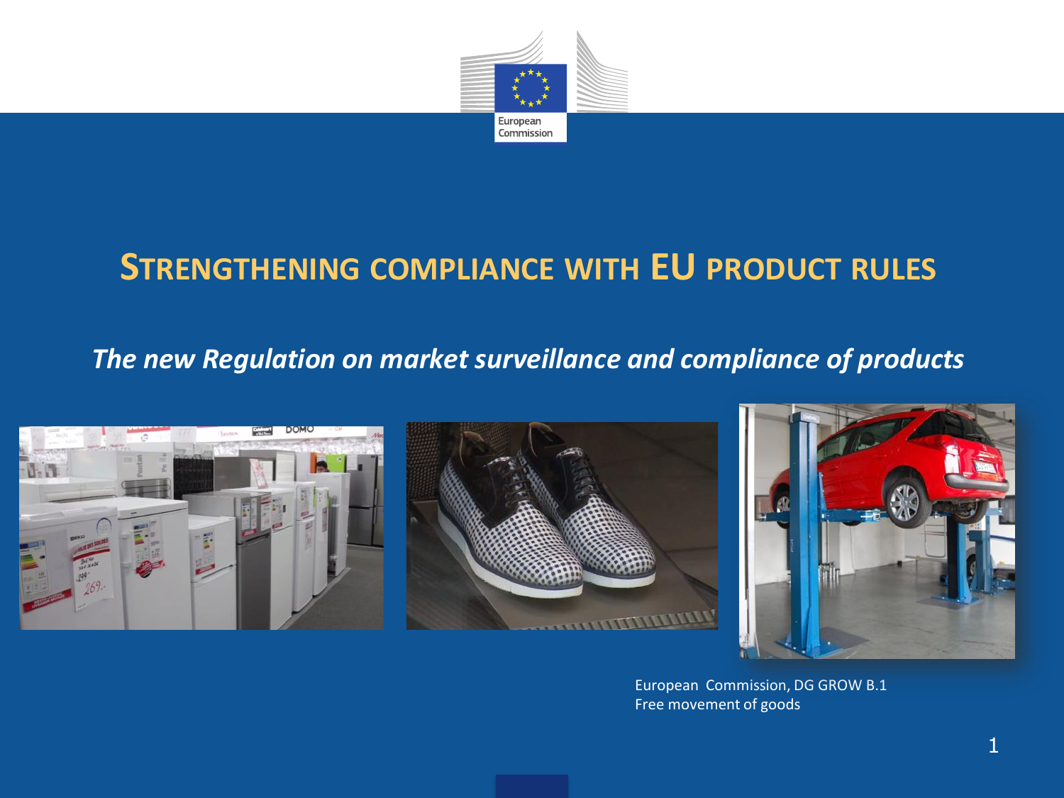# STRENGTHENING COMPLIANCE WITH EU PRODUCT RULES

*The new Regulation on market surveillance and compliance of products*

European Commission, DG GROW B.1
Free movement of goods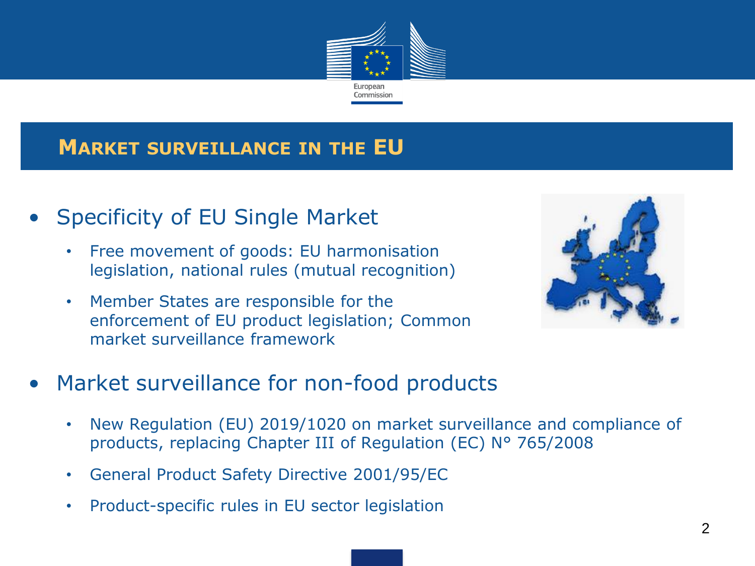## Market surveillance in the EU

- Specificity of EU Single Market
  - Free movement of goods: EU harmonisation legislation, national rules (mutual recognition)
  - Member States are responsible for the enforcement of EU product legislation; Common market surveillance framework
- Market surveillance for non-food products
  - New Regulation (EU) 2019/1020 on market surveillance and compliance of products, replacing Chapter III of Regulation (EC) N° 765/2008
  - General Product Safety Directive 2001/95/EC
  - Product-specific rules in EU sector legislation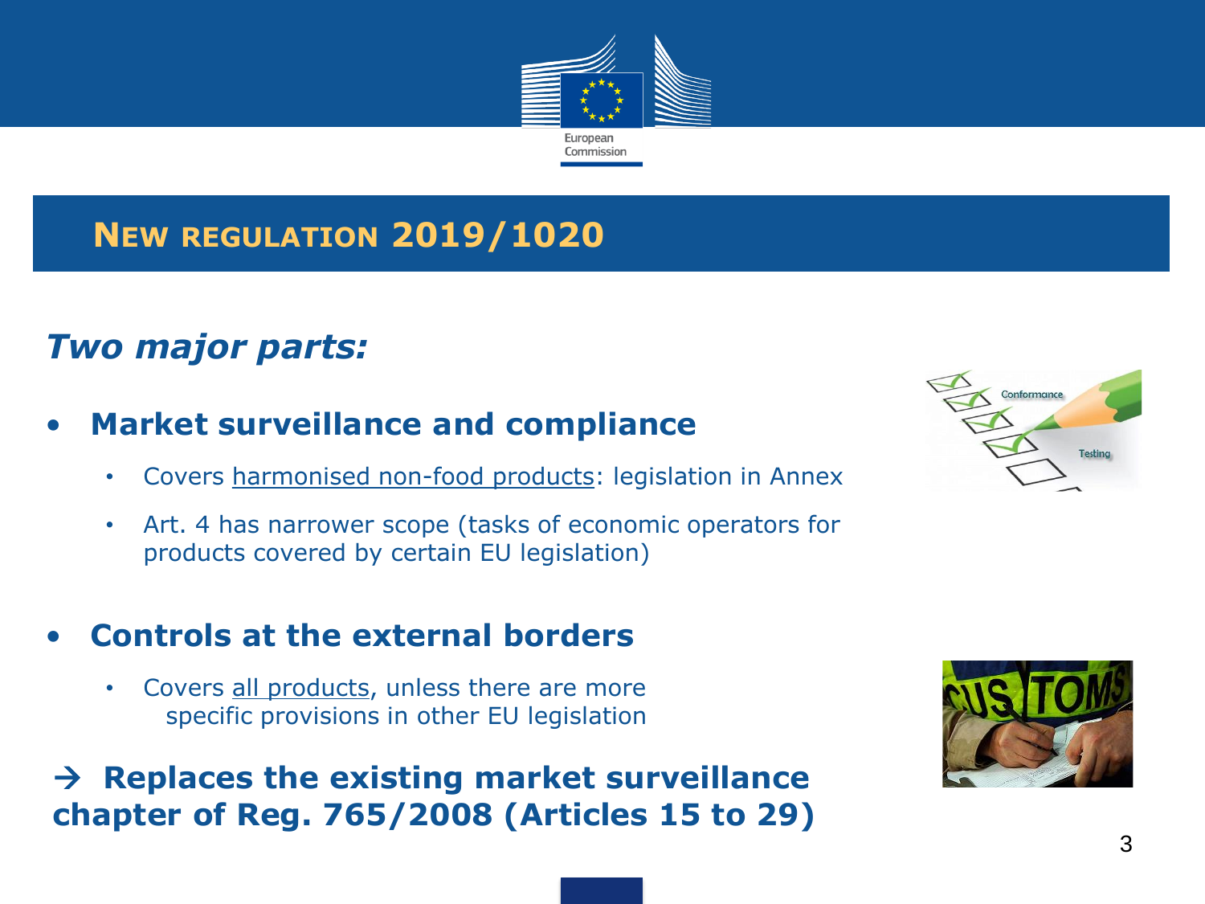## NEW REGULATION 2019/1020

*Two major parts:*

- **Market surveillance and compliance**
  - Covers harmonised non-food products: legislation in Annex
  - Art. 4 has narrower scope (tasks of economic operators for products covered by certain EU legislation)

- **Controls at the external borders**
  - Covers all products, unless there are more specific provisions in other EU legislation

**→ Replaces the existing market surveillance chapter of Reg. 765/2008 (Articles 15 to 29)**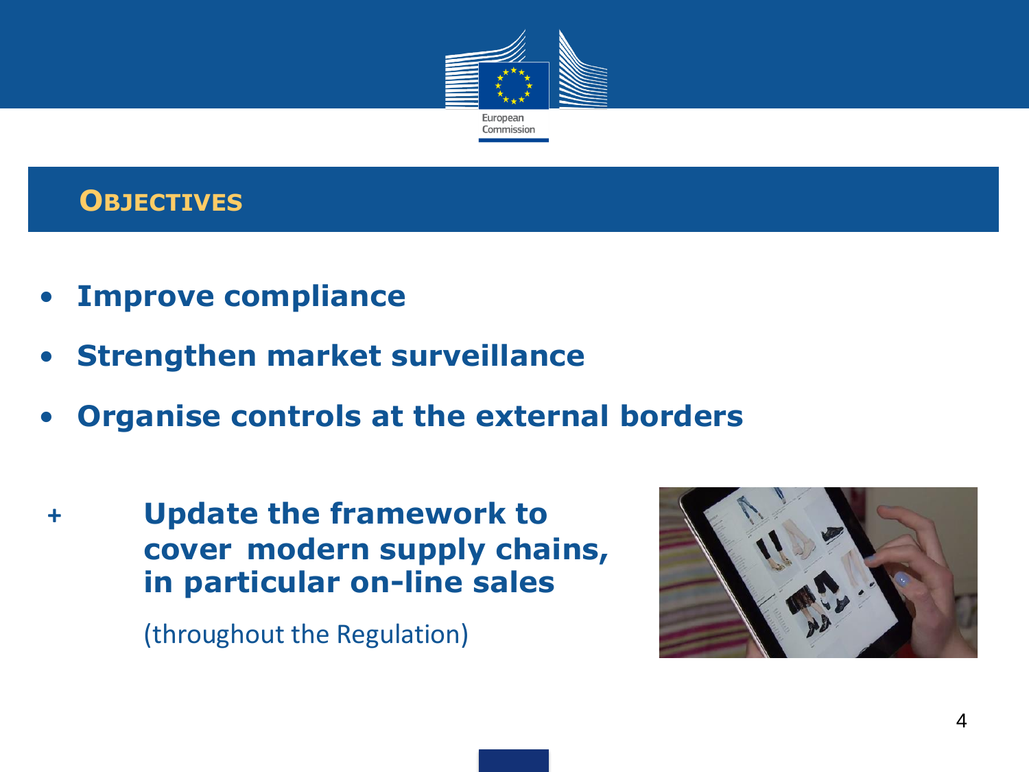## Objectives

- **Improve compliance**
- **Strengthen market surveillance**
- **Organise controls at the external borders**

\+ **Update the framework to cover modern supply chains, in particular on-line sales**

(throughout the Regulation)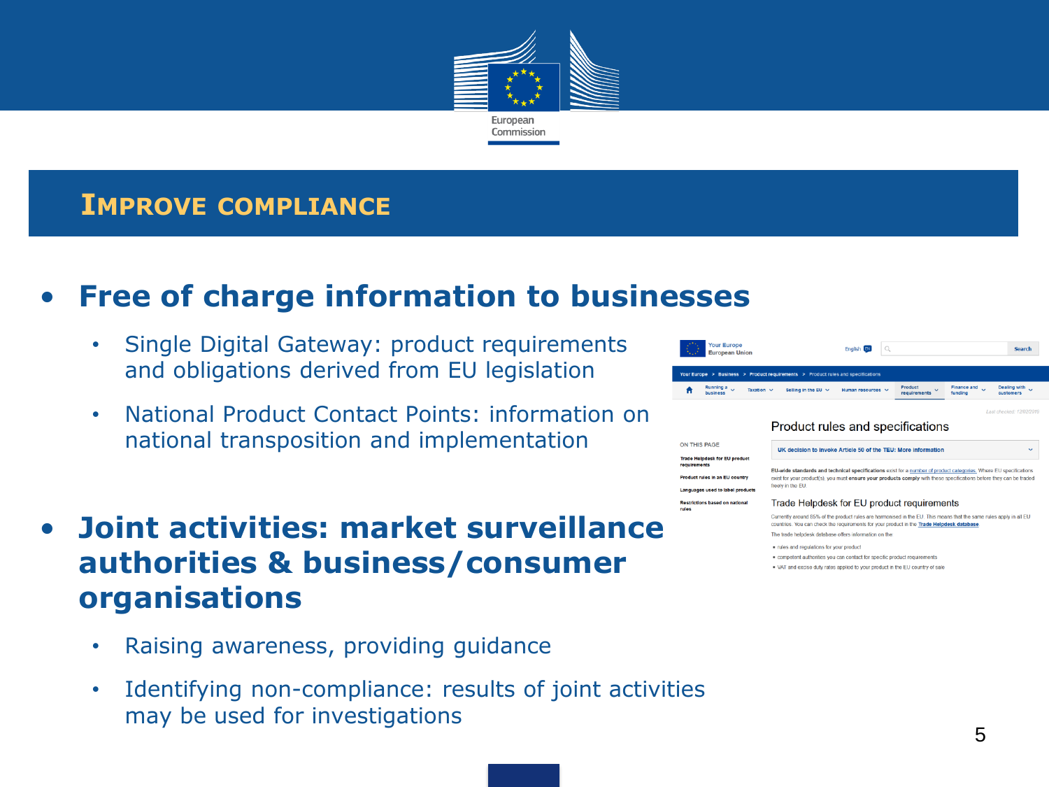# Improve compliance

- **Free of charge information to businesses**
  - Single Digital Gateway: product requirements and obligations derived from EU legislation
  - National Product Contact Points: information on national transposition and implementation
- **Joint activities: market surveillance authorities & business/consumer organisations**
  - Raising awareness, providing guidance
  - Identifying non-compliance: results of joint activities may be used for investigations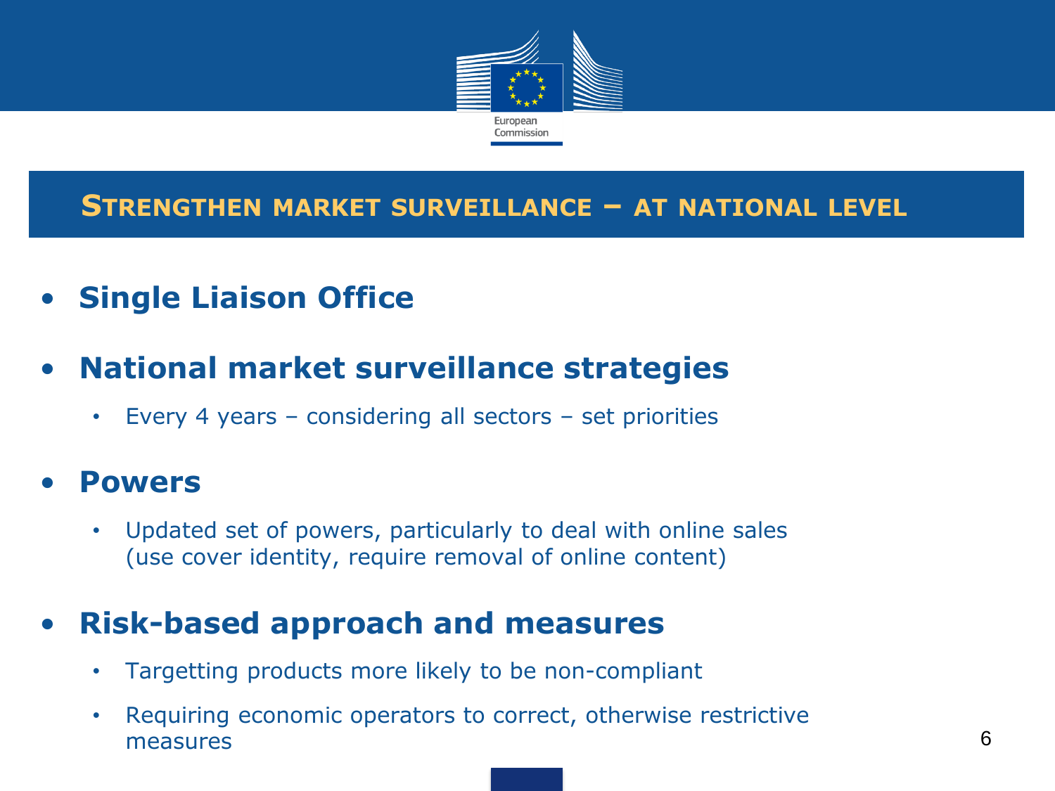## STRENGTHEN MARKET SURVEILLANCE – AT NATIONAL LEVEL

- **Single Liaison Office**
- **National market surveillance strategies**
  - Every 4 years – considering all sectors – set priorities
- **Powers**
  - Updated set of powers, particularly to deal with online sales (use cover identity, require removal of online content)
- **Risk-based approach and measures**
  - Targetting products more likely to be non-compliant
  - Requiring economic operators to correct, otherwise restrictive measures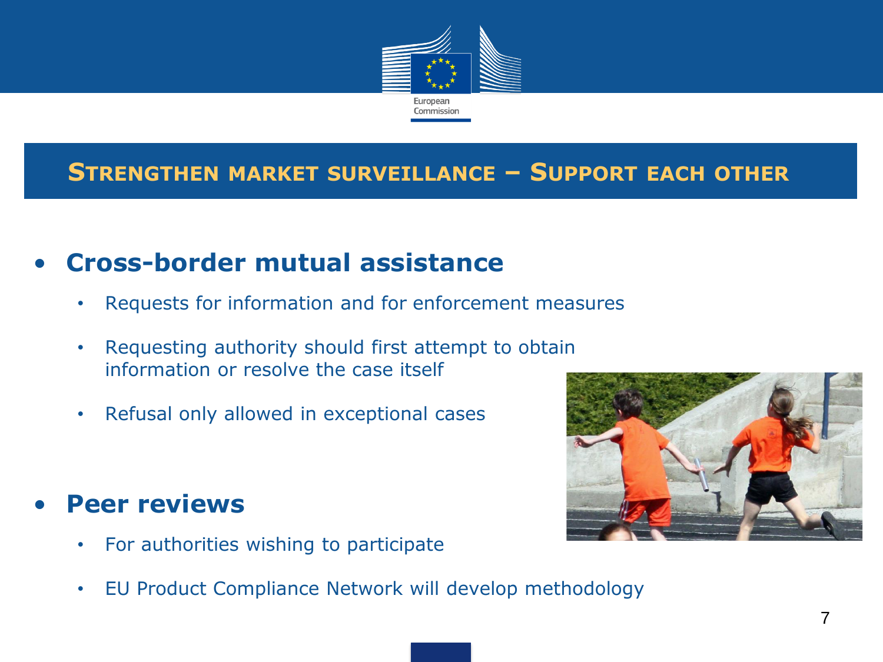## Strengthen market surveillance – Support each other

- **Cross-border mutual assistance**
  - Requests for information and for enforcement measures
  - Requesting authority should first attempt to obtain information or resolve the case itself
  - Refusal only allowed in exceptional cases

- **Peer reviews**
  - For authorities wishing to participate
  - EU Product Compliance Network will develop methodology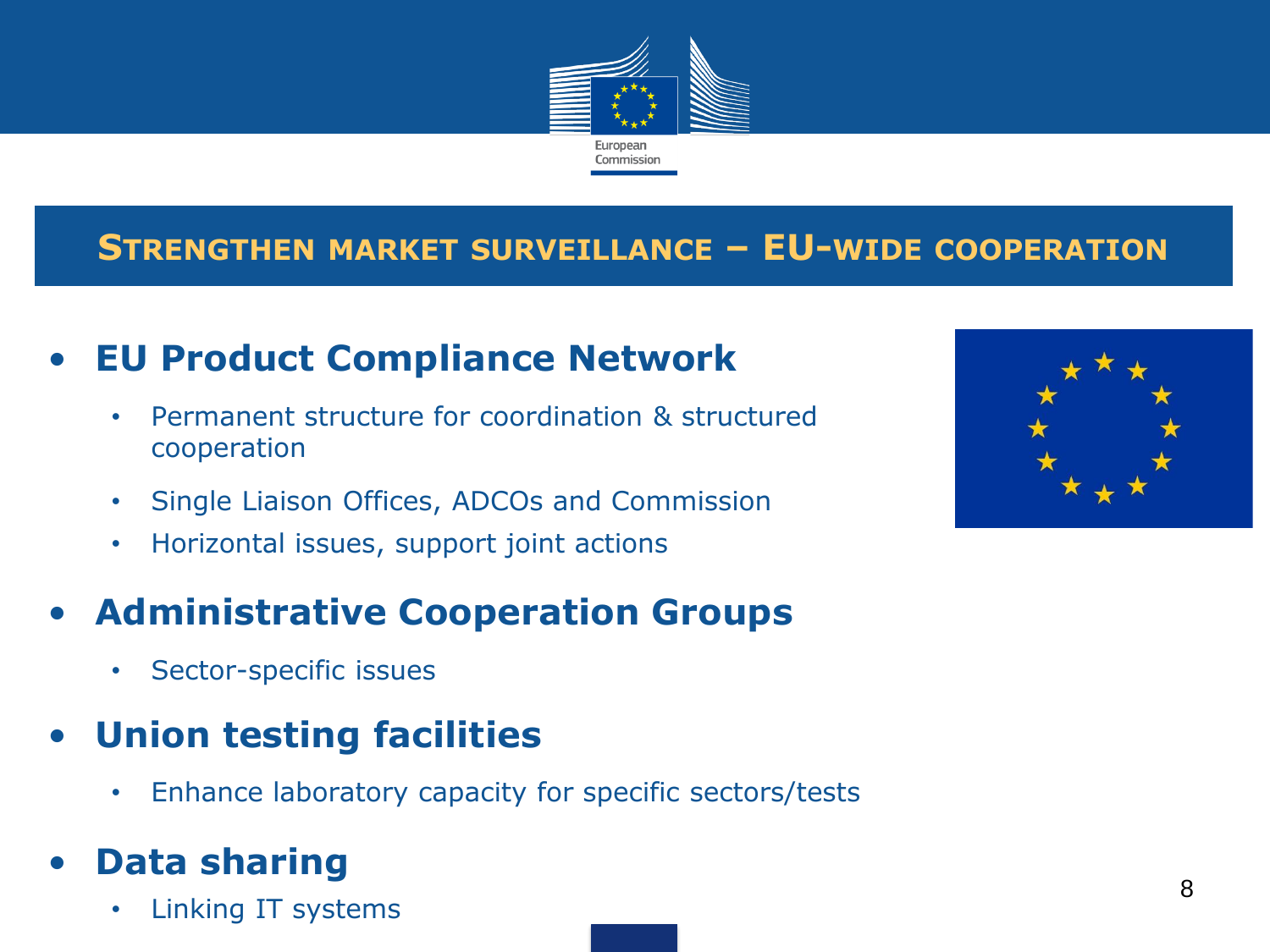# Strengthen market surveillance – EU-wide cooperation

- **EU Product Compliance Network**
  - Permanent structure for coordination & structured cooperation
  - Single Liaison Offices, ADCOs and Commission
  - Horizontal issues, support joint actions
- **Administrative Cooperation Groups**
  - Sector-specific issues
- **Union testing facilities**
  - Enhance laboratory capacity for specific sectors/tests
- **Data sharing**
  - Linking IT systems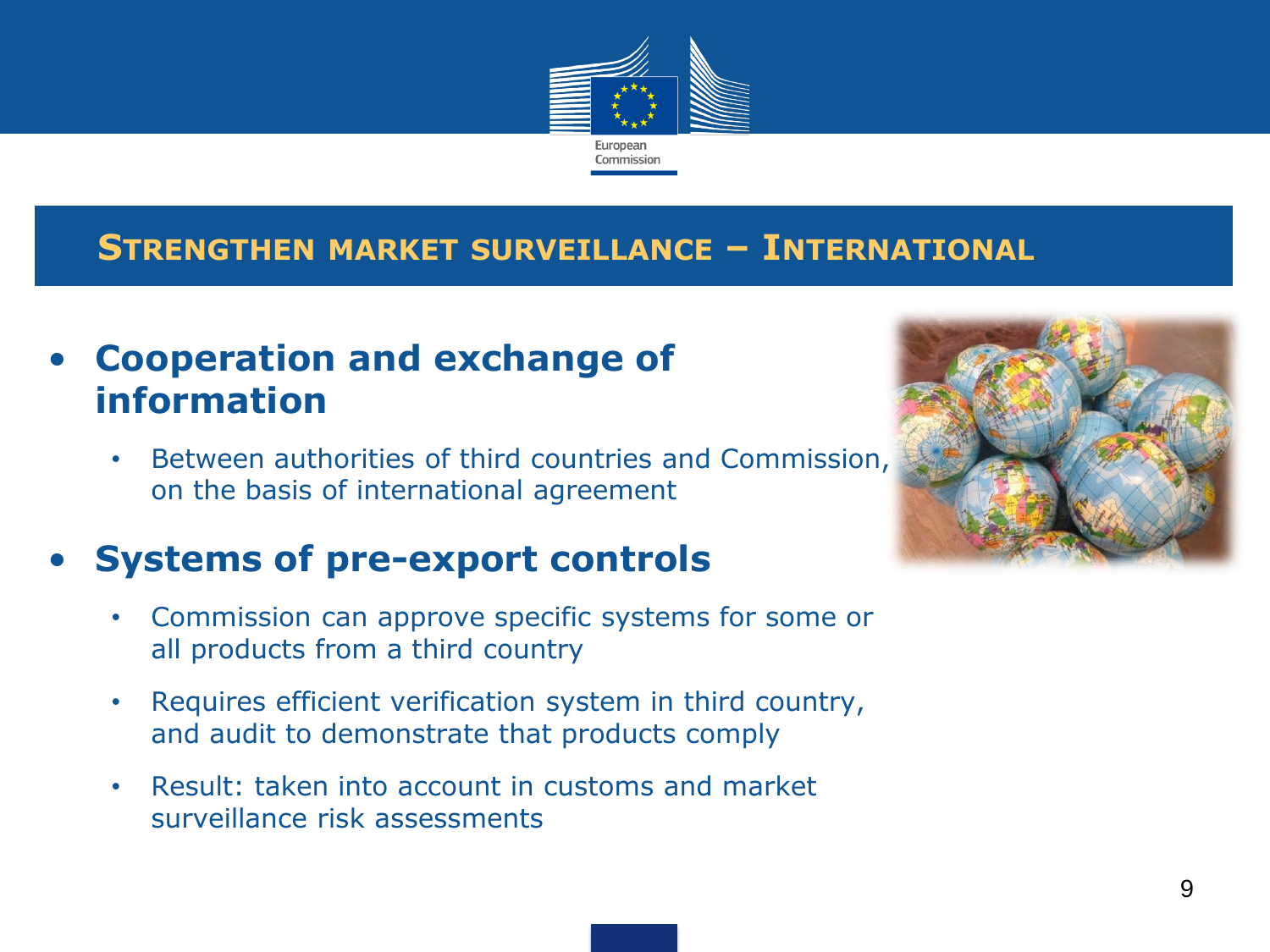## Strengthen market surveillance – International

- **Cooperation and exchange of information**
  - Between authorities of third countries and Commission, on the basis of international agreement
- **Systems of pre-export controls**
  - Commission can approve specific systems for some or all products from a third country
  - Requires efficient verification system in third country, and audit to demonstrate that products comply
  - Result: taken into account in customs and market surveillance risk assessments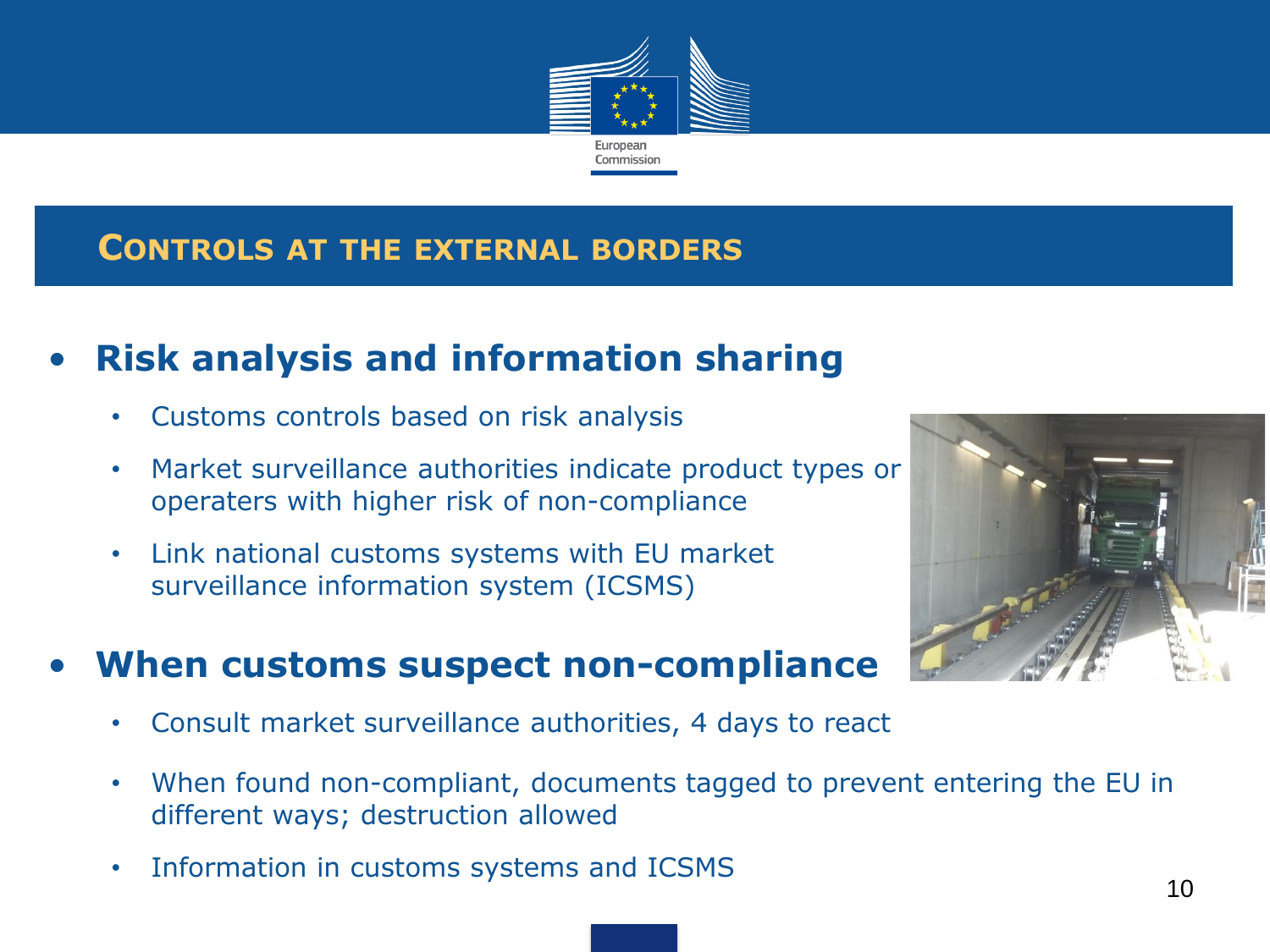## Controls at the external borders

- **Risk analysis and information sharing**
  - Customs controls based on risk analysis
  - Market surveillance authorities indicate product types or operaters with higher risk of non-compliance
  - Link national customs systems with EU market surveillance information system (ICSMS)
- **When customs suspect non-compliance**
  - Consult market surveillance authorities, 4 days to react
  - When found non-compliant, documents tagged to prevent entering the EU in different ways; destruction allowed
  - Information in customs systems and ICSMS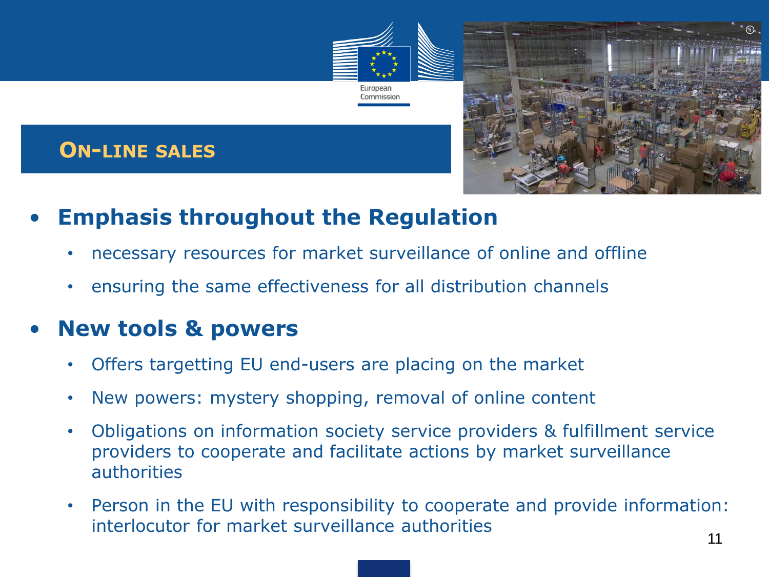## ON-LINE SALES

- **Emphasis throughout the Regulation**
  - necessary resources for market surveillance of online and offline
  - ensuring the same effectiveness for all distribution channels
- **New tools & powers**
  - Offers targetting EU end-users are placing on the market
  - New powers: mystery shopping, removal of online content
  - Obligations on information society service providers & fulfillment service providers to cooperate and facilitate actions by market surveillance authorities
  - Person in the EU with responsibility to cooperate and provide information: interlocutor for market surveillance authorities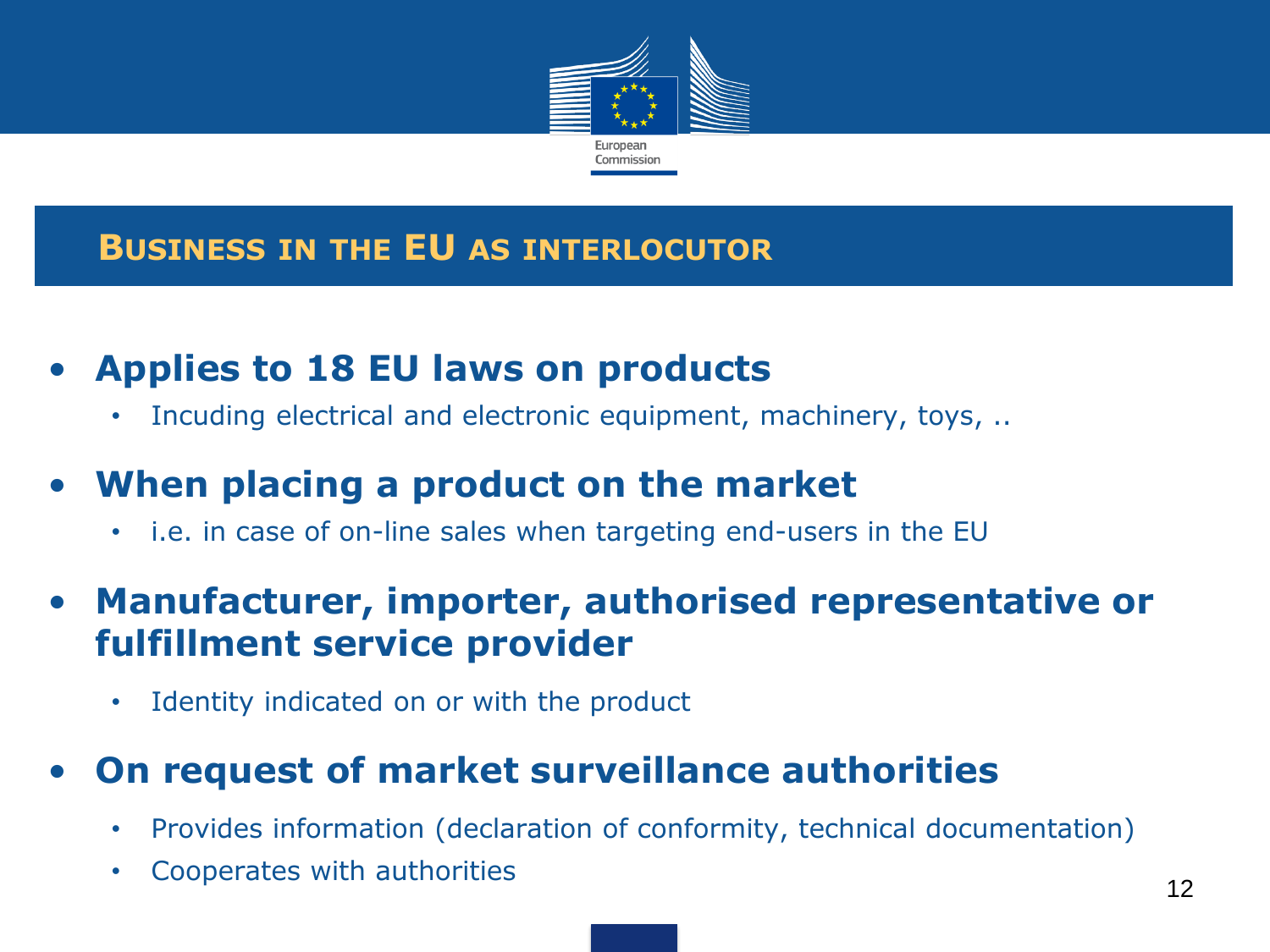## Business in the EU as interlocutor

- **Applies to 18 EU laws on products**
  - Incuding electrical and electronic equipment, machinery, toys, ..
- **When placing a product on the market**
  - i.e. in case of on-line sales when targeting end-users in the EU
- **Manufacturer, importer, authorised representative or fulfillment service provider**
  - Identity indicated on or with the product
- **On request of market surveillance authorities**
  - Provides information (declaration of conformity, technical documentation)
  - Cooperates with authorities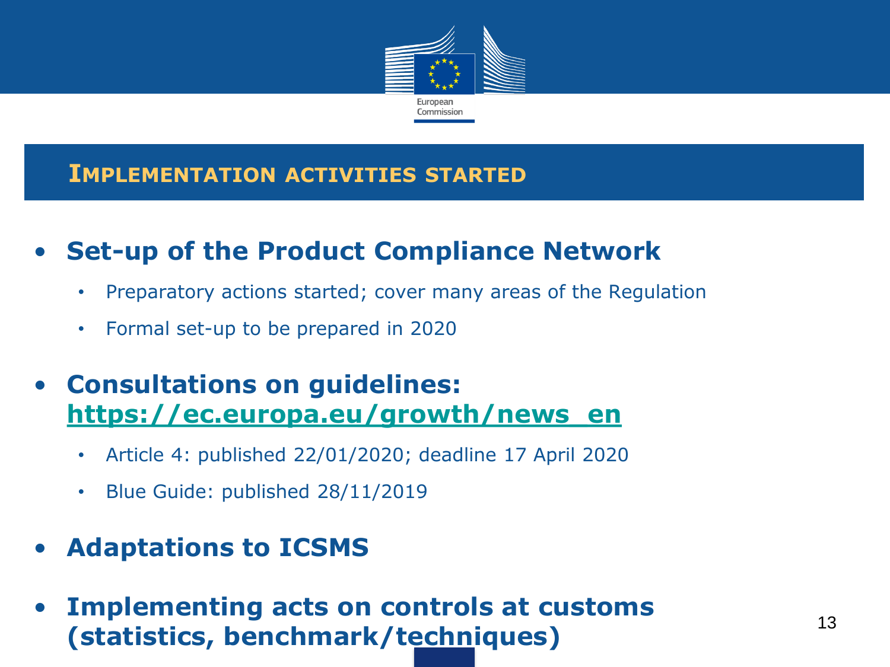## Implementation activities started

- **Set-up of the Product Compliance Network**
  - Preparatory actions started; cover many areas of the Regulation
  - Formal set-up to be prepared in 2020
- **Consultations on guidelines: https://ec.europa.eu/growth/news_en**
  - Article 4: published 22/01/2020; deadline 17 April 2020
  - Blue Guide: published 28/11/2019
- **Adaptations to ICSMS**
- **Implementing acts on controls at customs (statistics, benchmark/techniques)**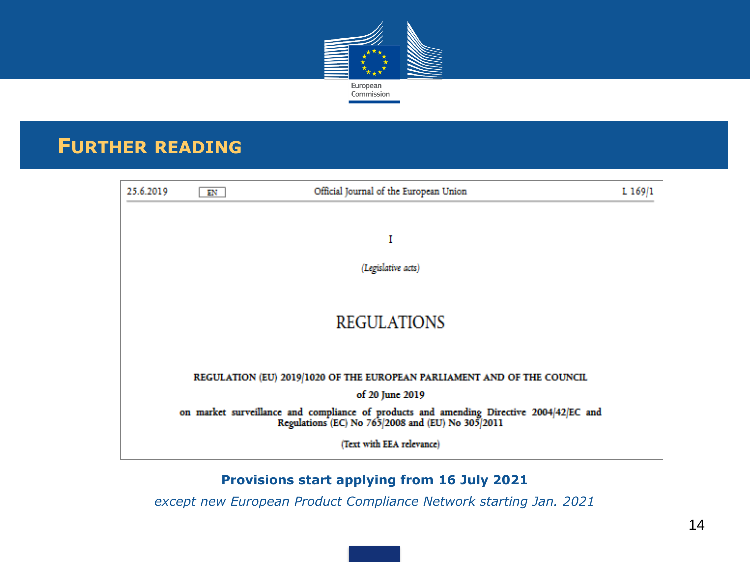## FURTHER READING

25.6.2019 EN Official Journal of the European Union L 169/1

I

*(Legislative acts)*

REGULATIONS

**REGULATION (EU) 2019/1020 OF THE EUROPEAN PARLIAMENT AND OF THE COUNCIL**

**of 20 June 2019**

**on market surveillance and compliance of products and amending Directive 2004/42/EC and Regulations (EC) No 765/2008 and (EU) No 305/2011**

(Text with EEA relevance)

**Provisions start applying from 16 July 2021**

*except new European Product Compliance Network starting Jan. 2021*